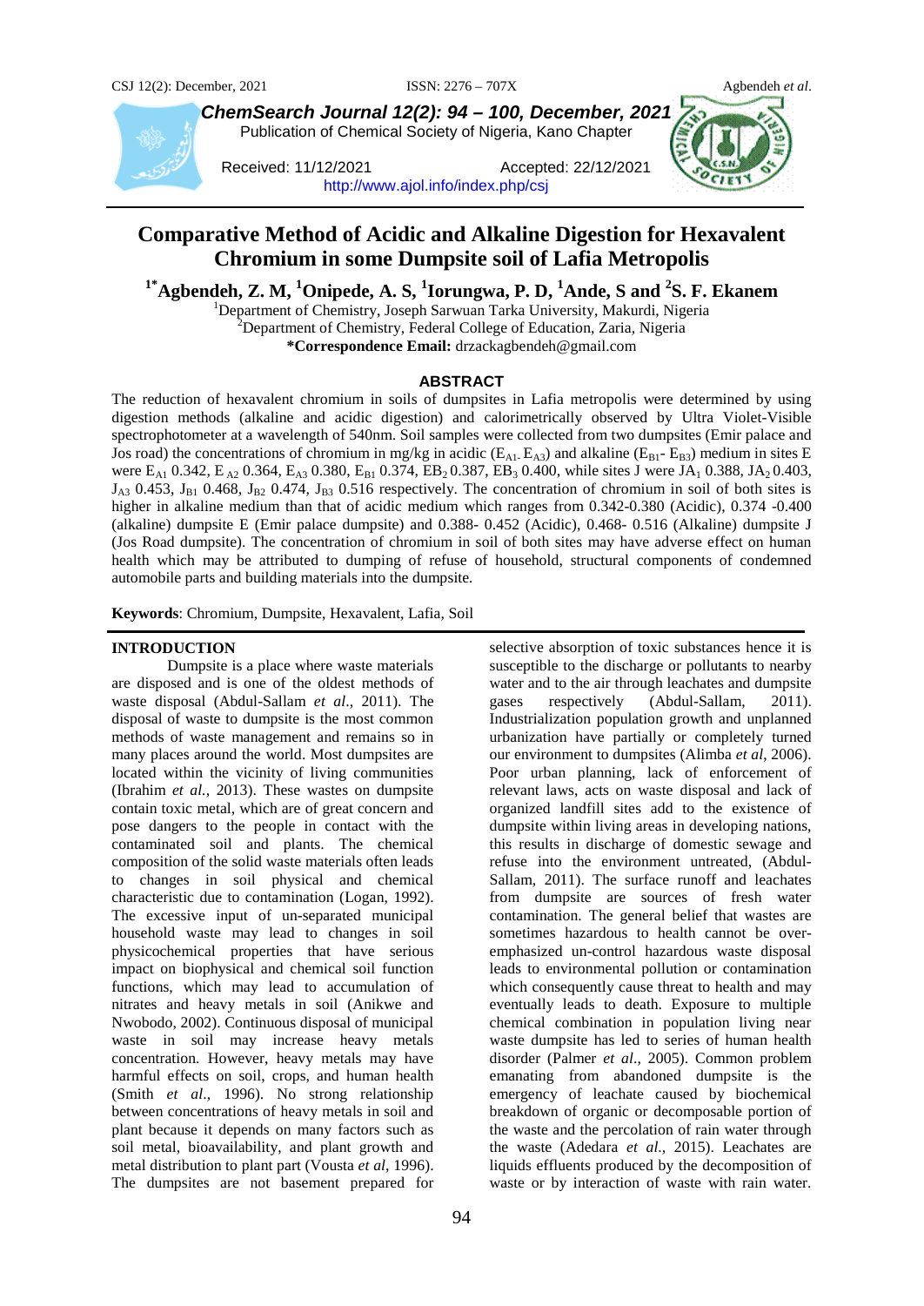**ChemSearch Journal 12(2): 94 – 100, December, 2021**
Publication of Chemical Society of Nigeria, Kano Chapter

Received: 11/12/2021 Accepted: 22/12/2021
http://www.ajol.info/index.php/csj

# Comparative Method of Acidic and Alkaline Digestion for Hexavalent Chromium in some Dumpsite soil of Lafia Metropolis

**[1*]Agbendeh, Z. M, [1]Onipede, A. S, [1]Iorungwa, P. D, [1]Ande, S and [2]S. F. Ekanem**

[1]Department of Chemistry, Joseph Sarwuan Tarka University, Makurdi, Nigeria
[2]Department of Chemistry, Federal College of Education, Zaria, Nigeria
**\*Correspondence Email:** drzackagbendeh@gmail.com

## ABSTRACT

The reduction of hexavalent chromium in soils of dumpsites in Lafia metropolis were determined by using digestion methods (alkaline and acidic digestion) and calorimetrically observed by Ultra Violet-Visible spectrophotometer at a wavelength of 540nm. Soil samples were collected from two dumpsites (Emir palace and Jos road) the concentrations of chromium in mg/kg in acidic ($E_{A1}$. $E_{A3}$) and alkaline ($E_{B1}$- $E_{B3}$) medium in sites E were $E_{A1}$ 0.342, $E_{A2}$ 0.364, $E_{A3}$ 0.380, $E_{B1}$ 0.374, $EB_2$ 0.387, $EB_3$ 0.400, while sites J were $JA_1$ 0.388, $JA_2$ 0.403, $J_{A3}$ 0.453, $J_{B1}$ 0.468, $J_{B2}$ 0.474, $J_{B3}$ 0.516 respectively. The concentration of chromium in soil of both sites is higher in alkaline medium than that of acidic medium which ranges from 0.342-0.380 (Acidic), 0.374 -0.400 (alkaline) dumpsite E (Emir palace dumpsite) and 0.388- 0.452 (Acidic), 0.468- 0.516 (Alkaline) dumpsite J (Jos Road dumpsite). The concentration of chromium in soil of both sites may have adverse effect on human health which may be attributed to dumping of refuse of household, structural components of condemned automobile parts and building materials into the dumpsite.

**Keywords**: Chromium, Dumpsite, Hexavalent, Lafia, Soil

## INTRODUCTION

Dumpsite is a place where waste materials are disposed and is one of the oldest methods of waste disposal (Abdul-Sallam *et al*., 2011). The disposal of waste to dumpsite is the most common methods of waste management and remains so in many places around the world. Most dumpsites are located within the vicinity of living communities (Ibrahim *et al.,* 2013). These wastes on dumpsite contain toxic metal, which are of great concern and pose dangers to the people in contact with the contaminated soil and plants. The chemical composition of the solid waste materials often leads to changes in soil physical and chemical characteristic due to contamination (Logan, 1992). The excessive input of un-separated municipal household waste may lead to changes in soil physicochemical properties that have serious impact on biophysical and chemical soil function functions, which may lead to accumulation of nitrates and heavy metals in soil (Anikwe and Nwobodo, 2002). Continuous disposal of municipal waste in soil may increase heavy metals concentration. However, heavy metals may have harmful effects on soil, crops, and human health (Smith *et al*., 1996). No strong relationship between concentrations of heavy metals in soil and plant because it depends on many factors such as soil metal, bioavailability, and plant growth and metal distribution to plant part (Vousta *et al*, 1996). The dumpsites are not basement prepared for selective absorption of toxic substances hence it is susceptible to the discharge or pollutants to nearby water and to the air through leachates and dumpsite gases respectively (Abdul-Sallam, 2011). Industrialization population growth and unplanned urbanization have partially or completely turned our environment to dumpsites (Alimba *et al*, 2006). Poor urban planning, lack of enforcement of relevant laws, acts on waste disposal and lack of organized landfill sites add to the existence of dumpsite within living areas in developing nations, this results in discharge of domestic sewage and refuse into the environment untreated, (Abdul-Sallam, 2011). The surface runoff and leachates from dumpsite are sources of fresh water contamination. The general belief that wastes are sometimes hazardous to health cannot be over-emphasized un-control hazardous waste disposal leads to environmental pollution or contamination which consequently cause threat to health and may eventually leads to death. Exposure to multiple chemical combination in population living near waste dumpsite has led to series of human health disorder (Palmer *et al*., 2005). Common problem emanating from abandoned dumpsite is the emergency of leachate caused by biochemical breakdown of organic or decomposable portion of the waste and the percolation of rain water through the waste (Adedara *et al*., 2015). Leachates are liquids effluents produced by the decomposition of waste or by interaction of waste with rain water.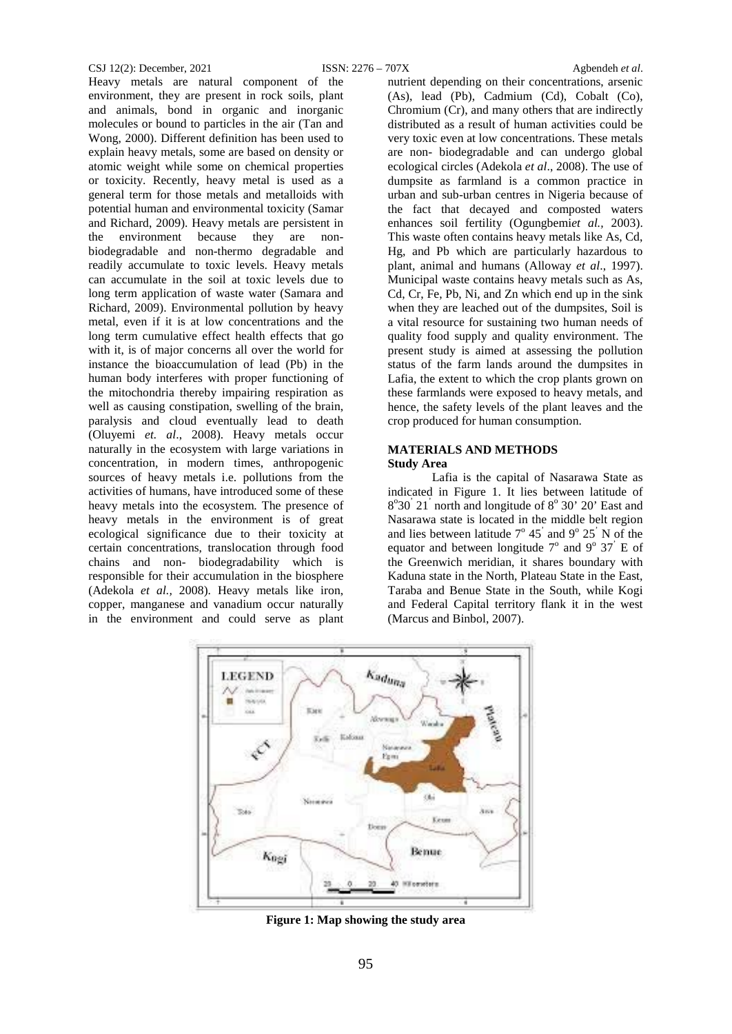Heavy metals are natural component of the environment, they are present in rock soils, plant and animals, bond in organic and inorganic molecules or bound to particles in the air (Tan and Wong, 2000). Different definition has been used to explain heavy metals, some are based on density or atomic weight while some on chemical properties or toxicity. Recently, heavy metal is used as a general term for those metals and metalloids with potential human and environmental toxicity (Samar and Richard, 2009). Heavy metals are persistent in the environment because they are non-biodegradable and non-thermo degradable and readily accumulate to toxic levels. Heavy metals can accumulate in the soil at toxic levels due to long term application of waste water (Samara and Richard, 2009). Environmental pollution by heavy metal, even if it is at low concentrations and the long term cumulative effect health effects that go with it, is of major concerns all over the world for instance the bioaccumulation of lead (Pb) in the human body interferes with proper functioning of the mitochondria thereby impairing respiration as well as causing constipation, swelling of the brain, paralysis and cloud eventually lead to death (Oluyemi *et. al*., 2008). Heavy metals occur naturally in the ecosystem with large variations in concentration, in modern times, anthropogenic sources of heavy metals i.e. pollutions from the activities of humans, have introduced some of these heavy metals into the ecosystem. The presence of heavy metals in the environment is of great ecological significance due to their toxicity at certain concentrations, translocation through food chains and non- biodegradability which is responsible for their accumulation in the biosphere (Adekola *et al.*, 2008). Heavy metals like iron, copper, manganese and vanadium occur naturally in the environment and could serve as plant nutrient depending on their concentrations, arsenic (As), lead (Pb), Cadmium (Cd), Cobalt (Co), Chromium (Cr), and many others that are indirectly distributed as a result of human activities could be very toxic even at low concentrations. These metals are non- biodegradable and can undergo global ecological circles (Adekola *et al*., 2008). The use of dumpsite as farmland is a common practice in urban and sub-urban centres in Nigeria because of the fact that decayed and composted waters enhances soil fertility (Ogungbemi*et al.*, 2003). This waste often contains heavy metals like As, Cd, Hg, and Pb which are particularly hazardous to plant, animal and humans (Alloway *et al*., 1997). Municipal waste contains heavy metals such as As, Cd, Cr, Fe, Pb, Ni, and Zn which end up in the sink when they are leached out of the dumpsites, Soil is a vital resource for sustaining two human needs of quality food supply and quality environment. The present study is aimed at assessing the pollution status of the farm lands around the dumpsites in Lafia, the extent to which the crop plants grown on these farmlands were exposed to heavy metals, and hence, the safety levels of the plant leaves and the crop produced for human consumption.

## MATERIALS AND METHODS

### Study Area

Lafia is the capital of Nasarawa State as indicated in Figure 1. It lies between latitude of $8^{o}30^{'}\ 21^{'}$ north and longitude of $8^{o}$ 30' 20' East and Nasarawa state is located in the middle belt region and lies between latitude $7^{o}\ 45^{'}$ and $9^{o}\ 25^{'}$ N of the equator and between longitude $7^{o}$ and $9^{o}\ 37^{'}$ E of the Greenwich meridian, it shares boundary with Kaduna state in the North, Plateau State in the East, Taraba and Benue State in the South, while Kogi and Federal Capital territory flank it in the west (Marcus and Binbol, 2007).

**Figure 1: Map showing the study area**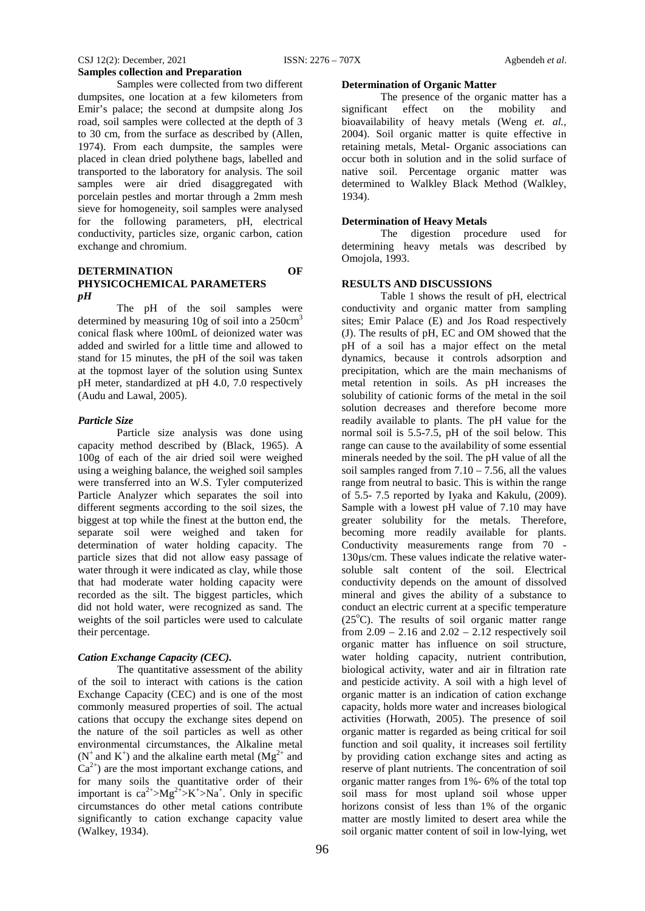**Samples collection and Preparation**

Samples were collected from two different dumpsites, one location at a few kilometers from Emir's palace; the second at dumpsite along Jos road, soil samples were collected at the depth of 3 to 30 cm, from the surface as described by (Allen, 1974). From each dumpsite, the samples were placed in clean dried polythene bags, labelled and transported to the laboratory for analysis. The soil samples were air dried disaggregated with porcelain pestles and mortar through a 2mm mesh sieve for homogeneity, soil samples were analysed for the following parameters, pH, electrical conductivity, particles size, organic carbon, cation exchange and chromium.

## DETERMINATION OF PHYSICOCHEMICAL PARAMETERS

### *pH*

The pH of the soil samples were determined by measuring 10g of soil into a 250cm$^3$ conical flask where 100mL of deionized water was added and swirled for a little time and allowed to stand for 15 minutes, the pH of the soil was taken at the topmost layer of the solution using Suntex pH meter, standardized at pH 4.0, 7.0 respectively (Audu and Lawal, 2005).

### *Particle Size*

Particle size analysis was done using capacity method described by (Black, 1965). A 100g of each of the air dried soil were weighed using a weighing balance, the weighed soil samples were transferred into an W.S. Tyler computerized Particle Analyzer which separates the soil into different segments according to the soil sizes, the biggest at top while the finest at the button end, the separate soil were weighed and taken for determination of water holding capacity. The particle sizes that did not allow easy passage of water through it were indicated as clay, while those that had moderate water holding capacity were recorded as the silt. The biggest particles, which did not hold water, were recognized as sand. The weights of the soil particles were used to calculate their percentage.

### *Cation Exchange Capacity (CEC).*

The quantitative assessment of the ability of the soil to interact with cations is the cation Exchange Capacity (CEC) and is one of the most commonly measured properties of soil. The actual cations that occupy the exchange sites depend on the nature of the soil particles as well as other environmental circumstances, the Alkaline metal ($N^+$ and $K^+$) and the alkaline earth metal ($Mg^{2+}$ and $Ca^{2+}$) are the most important exchange cations, and for many soils the quantitative order of their important is $ca^{2+}>Mg^{2+}>K^+>Na^+$. Only in specific circumstances do other metal cations contribute significantly to cation exchange capacity value (Walkey, 1934).

**Determination of Organic Matter**

The presence of the organic matter has a significant effect on the mobility and bioavailability of heavy metals (Weng *et. al.,* 2004). Soil organic matter is quite effective in retaining metals, Metal- Organic associations can occur both in solution and in the solid surface of native soil. Percentage organic matter was determined to Walkley Black Method (Walkley, 1934).

**Determination of Heavy Metals**

The digestion procedure used for determining heavy metals was described by Omojola, 1993.

## RESULTS AND DISCUSSIONS

Table 1 shows the result of pH, electrical conductivity and organic matter from sampling sites; Emir Palace (E) and Jos Road respectively (J). The results of pH, EC and OM showed that the pH of a soil has a major effect on the metal dynamics, because it controls adsorption and precipitation, which are the main mechanisms of metal retention in soils. As pH increases the solubility of cationic forms of the metal in the soil solution decreases and therefore become more readily available to plants. The pH value for the normal soil is 5.5-7.5, pH of the soil below. This range can cause to the availability of some essential minerals needed by the soil. The pH value of all the soil samples ranged from 7.10 – 7.56, all the values range from neutral to basic. This is within the range of 5.5- 7.5 reported by Iyaka and Kakulu, (2009). Sample with a lowest pH value of 7.10 may have greater solubility for the metals. Therefore, becoming more readily available for plants. Conductivity measurements range from 70 - 130µs/cm. These values indicate the relative water-soluble salt content of the soil. Electrical conductivity depends on the amount of dissolved mineral and gives the ability of a substance to conduct an electric current at a specific temperature (25$^o$C). The results of soil organic matter range from 2.09 – 2.16 and 2.02 – 2.12 respectively soil organic matter has influence on soil structure, water holding capacity, nutrient contribution, biological activity, water and air in filtration rate and pesticide activity. A soil with a high level of organic matter is an indication of cation exchange capacity, holds more water and increases biological activities (Horwath, 2005). The presence of soil organic matter is regarded as being critical for soil function and soil quality, it increases soil fertility by providing cation exchange sites and acting as reserve of plant nutrients. The concentration of soil organic matter ranges from 1%- 6% of the total top soil mass for most upland soil whose upper horizons consist of less than 1% of the organic matter are mostly limited to desert area while the soil organic matter content of soil in low-lying, wet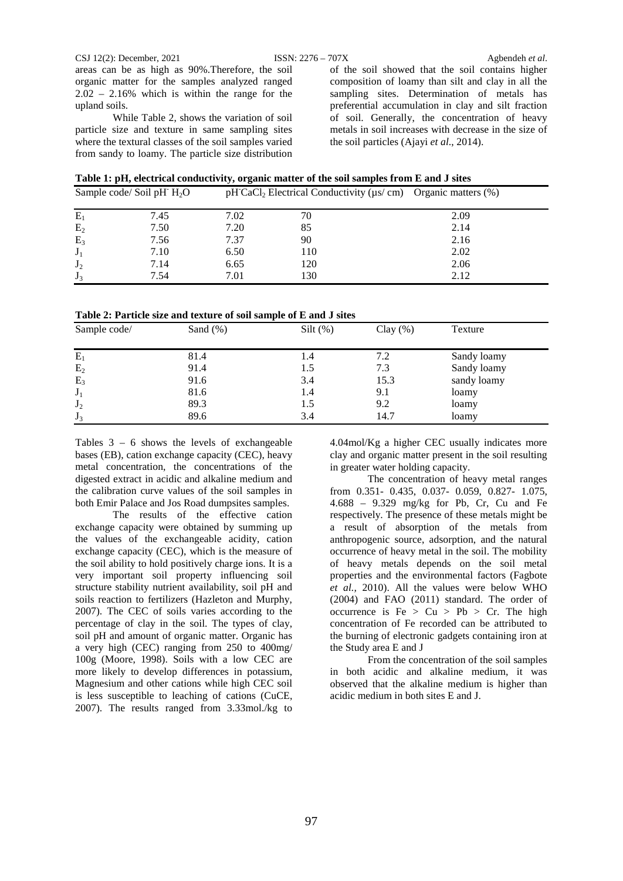areas can be as high as 90%.Therefore, the soil organic matter for the samples analyzed ranged 2.02 – 2.16% which is within the range for the upland soils.

While Table 2, shows the variation of soil particle size and texture in same sampling sites where the textural classes of the soil samples varied from sandy to loamy. The particle size distribution of the soil showed that the soil contains higher composition of loamy than silt and clay in all the sampling sites. Determination of metals has preferential accumulation in clay and silt fraction of soil. Generally, the concentration of heavy metals in soil increases with decrease in the size of the soil particles (Ajayi *et al*., 2014).

**Table 1: pH, electrical conductivity, organic matter of the soil samples from E and J sites**

| Sample code/ | Soil pH $H_2O$ | pH $CaCl_2$ | Electrical Conductivity (µs/ cm) | Organic matters (%) |
|---|---|---|---|---|
| $E_1$ | 7.45 | 7.02 | 70 | 2.09 |
| $E_2$ | 7.50 | 7.20 | 85 | 2.14 |
| $E_3$ | 7.56 | 7.37 | 90 | 2.16 |
| $J_1$ | 7.10 | 6.50 | 110 | 2.02 |
| $J_2$ | 7.14 | 6.65 | 120 | 2.06 |
| $J_3$ | 7.54 | 7.01 | 130 | 2.12 |

**Table 2: Particle size and texture of soil sample of E and J sites**

| Sample code/ | Sand (%) | Silt (%) | Clay (%) | Texture |
|---|---|---|---|---|
| $E_1$ | 81.4 | 1.4 | 7.2 | Sandy loamy |
| $E_2$ | 91.4 | 1.5 | 7.3 | Sandy loamy |
| $E_3$ | 91.6 | 3.4 | 15.3 | sandy loamy |
| $J_1$ | 81.6 | 1.4 | 9.1 | loamy |
| $J_2$ | 89.3 | 1.5 | 9.2 | loamy |
| $J_3$ | 89.6 | 3.4 | 14.7 | loamy |

Tables 3 – 6 shows the levels of exchangeable bases (EB), cation exchange capacity (CEC), heavy metal concentration, the concentrations of the digested extract in acidic and alkaline medium and the calibration curve values of the soil samples in both Emir Palace and Jos Road dumpsites samples.

The results of the effective cation exchange capacity were obtained by summing up the values of the exchangeable acidity, cation exchange capacity (CEC), which is the measure of the soil ability to hold positively charge ions. It is a very important soil property influencing soil structure stability nutrient availability, soil pH and soils reaction to fertilizers (Hazleton and Murphy, 2007). The CEC of soils varies according to the percentage of clay in the soil. The types of clay, soil pH and amount of organic matter. Organic has a very high (CEC) ranging from 250 to 400mg/ 100g (Moore, 1998). Soils with a low CEC are more likely to develop differences in potassium, Magnesium and other cations while high CEC soil is less susceptible to leaching of cations (CuCE, 2007). The results ranged from 3.33mol./kg to 4.04mol/Kg a higher CEC usually indicates more clay and organic matter present in the soil resulting in greater water holding capacity.

The concentration of heavy metal ranges from 0.351- 0.435, 0.037- 0.059, 0.827- 1.075, 4.688 – 9.329 mg/kg for Pb, Cr, Cu and Fe respectively. The presence of these metals might be a result of absorption of the metals from anthropogenic source, adsorption, and the natural occurrence of heavy metal in the soil. The mobility of heavy metals depends on the soil metal properties and the environmental factors (Fagbote *et al.*, 2010). All the values were below WHO (2004) and FAO (2011) standard. The order of occurrence is Fe > Cu > Pb > Cr. The high concentration of Fe recorded can be attributed to the burning of electronic gadgets containing iron at the Study area E and J

From the concentration of the soil samples in both acidic and alkaline medium, it was observed that the alkaline medium is higher than acidic medium in both sites E and J.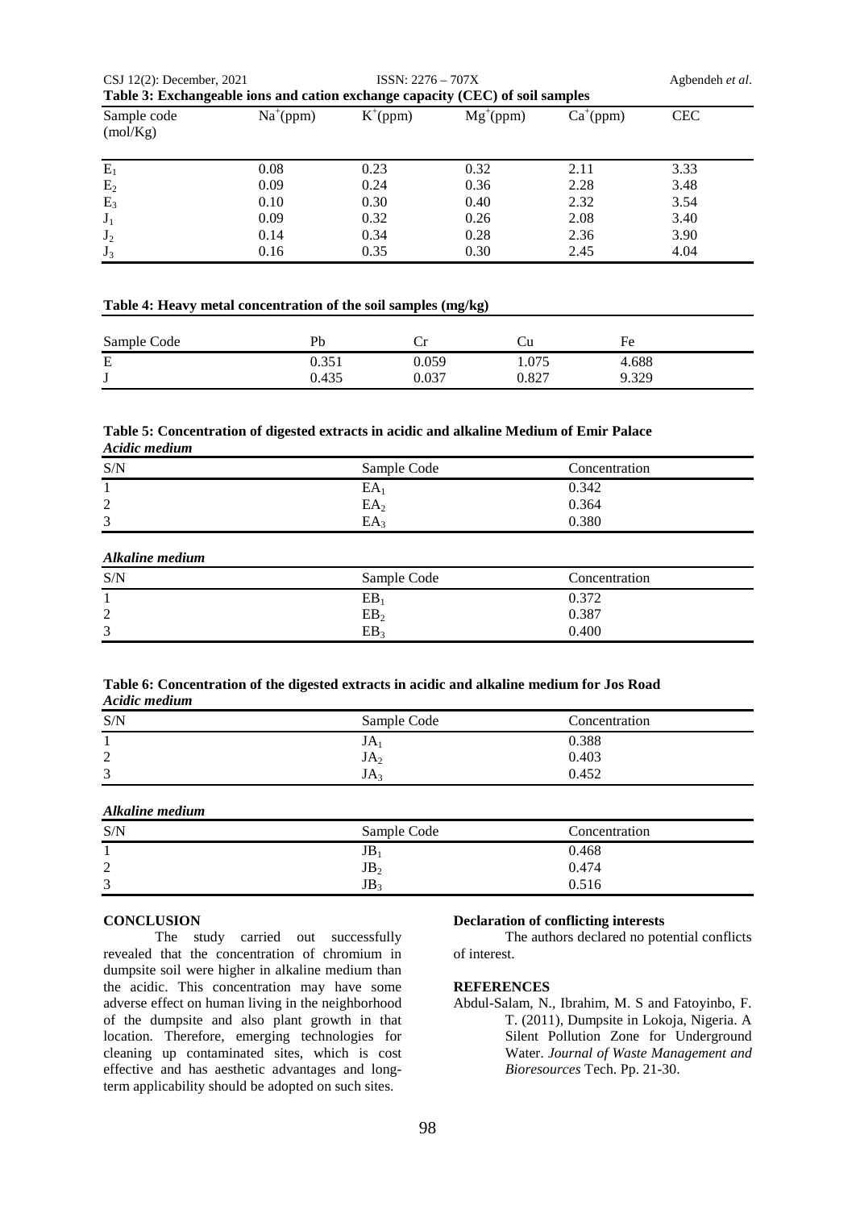**Table 3: Exchangeable ions and cation exchange capacity (CEC) of soil samples**

| Sample code (mol/Kg) | $Na^{+}$(ppm) | $K^{+}$(ppm) | $Mg^{+}$(ppm) | $Ca^{+}$(ppm) | CEC |
|---|---|---|---|---|---|
| $E_1$ | 0.08 | 0.23 | 0.32 | 2.11 | 3.33 |
| $E_2$ | 0.09 | 0.24 | 0.36 | 2.28 | 3.48 |
| $E_3$ | 0.10 | 0.30 | 0.40 | 2.32 | 3.54 |
| $J_1$ | 0.09 | 0.32 | 0.26 | 2.08 | 3.40 |
| $J_2$ | 0.14 | 0.34 | 0.28 | 2.36 | 3.90 |
| $J_3$ | 0.16 | 0.35 | 0.30 | 2.45 | 4.04 |

**Table 4: Heavy metal concentration of the soil samples (mg/kg)**

| Sample Code | Pb | Cr | Cu | Fe |
|---|---|---|---|---|
| E | 0.351 | 0.059 | 1.075 | 4.688 |
| J | 0.435 | 0.037 | 0.827 | 9.329 |

**Table 5: Concentration of digested extracts in acidic and alkaline Medium of Emir Palace**

***Acidic medium***

| S/N | Sample Code | Concentration |
|---|---|---|
| 1 | $EA_1$ | 0.342 |
| 2 | $EA_2$ | 0.364 |
| 3 | $EA_3$ | 0.380 |

***Alkaline medium***

| S/N | Sample Code | Concentration |
|---|---|---|
| 1 | $EB_1$ | 0.372 |
| 2 | $EB_2$ | 0.387 |
| 3 | $EB_3$ | 0.400 |

**Table 6: Concentration of the digested extracts in acidic and alkaline medium for Jos Road**

***Acidic medium***

| S/N | Sample Code | Concentration |
|---|---|---|
| 1 | $JA_1$ | 0.388 |
| 2 | $JA_2$ | 0.403 |
| 3 | $JA_3$ | 0.452 |

***Alkaline medium***

| S/N | Sample Code | Concentration |
|---|---|---|
| 1 | $JB_1$ | 0.468 |
| 2 | $JB_2$ | 0.474 |
| 3 | $JB_3$ | 0.516 |

## CONCLUSION

The study carried out successfully revealed that the concentration of chromium in dumpsite soil were higher in alkaline medium than the acidic. This concentration may have some adverse effect on human living in the neighborhood of the dumpsite and also plant growth in that location. Therefore, emerging technologies for cleaning up contaminated sites, which is cost effective and has aesthetic advantages and long-term applicability should be adopted on such sites.

## Declaration of conflicting interests

The authors declared no potential conflicts of interest.

## REFERENCES

Abdul-Salam, N., Ibrahim, M. S and Fatoyinbo, F. T. (2011), Dumpsite in Lokoja, Nigeria. A Silent Pollution Zone for Underground Water. *Journal of Waste Management and Bioresources* Tech. Pp. 21-30.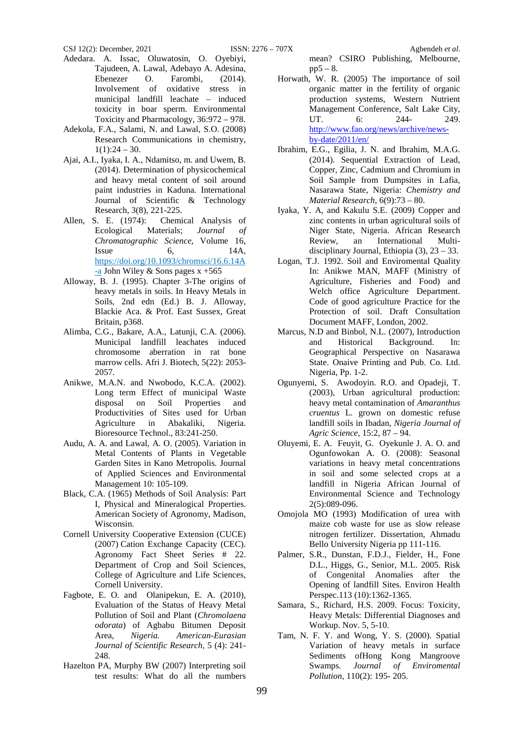Adedara. A. Issac, Oluwatosin, O. Oyebiyi, Tajudeen, A. Lawal, Adebayo A. Adesina, Ebenezer O. Farombi, (2014). Involvement of oxidative stress in municipal landfill leachate – induced toxicity in boar sperm. Environmental Toxicity and Pharmacology, 36:972 – 978.

Adekola, F.A., Salami, N. and Lawal, S.O. (2008) Research Communications in chemistry, 1(1):24 – 30.

Ajai, A.I., Iyaka, I. A., Ndamitso, m. and Uwem, B. (2014). Determination of physicochemical and heavy metal content of soil around paint industries in Kaduna. International Journal of Scientific & Technology Research, 3(8), 221-225.

Allen, S. E. (1974): Chemical Analysis of Ecological Materials; *Journal of Chromatographic Science*, Volume 16, Issue 6, 14A, https://doi.org/10.1093/chromsci/16.6.14A-a John Wiley & Sons pages x +565

Alloway, B. J. (1995). Chapter 3-The origins of heavy metals in soils. In Heavy Metals in Soils, 2nd edn (Ed.) B. J. Alloway, Blackie Aca. & Prof. East Sussex, Great Britain, p368.

Alimba, C.G., Bakare, A.A., Latunji, C.A. (2006). Municipal landfill leachates induced chromosome aberration in rat bone marrow cells. Afri J. Biotech, 5(22): 2053-2057.

Anikwe, M.A.N. and Nwobodo, K.C.A. (2002). Long term Effect of municipal Waste disposal on Soil Properties and Productivities of Sites used for Urban Agriculture in Abakaliki, Nigeria. Bioresource Technol., 83:241-250.

Audu, A. A. and Lawal, A. O. (2005). Variation in Metal Contents of Plants in Vegetable Garden Sites in Kano Metropolis. Journal of Applied Sciences and Environmental Management 10: 105-109.

Black, C.A. (1965) Methods of Soil Analysis: Part I, Physical and Mineralogical Properties. American Society of Agronomy, Madison, Wisconsin.

Cornell University Cooperative Extension (CUCE) (2007) Cation Exchange Capacity (CEC). Agronomy Fact Sheet Series # 22. Department of Crop and Soil Sciences, College of Agriculture and Life Sciences, Cornell University.

Fagbote, E. O. and Olanipekun, E. A. (2010), Evaluation of the Status of Heavy Metal Pollution of Soil and Plant (*Chromolaena odorata*) of Agbabu Bitumen Deposit Area, *Nigeria. American-Eurasian Journal of Scientific Research*, 5 (4): 241-248.

Hazelton PA, Murphy BW (2007) Interpreting soil test results: What do all the numbers mean? CSIRO Publishing, Melbourne, pp5 – 8.

Horwath, W. R. (2005) The importance of soil organic matter in the fertility of organic production systems, Western Nutrient Management Conference, Salt Lake City, UT. 6: 244- 249. http://www.fao.org/news/archive/news-by-date/2011/en/

Ibrahim, E.G., Egilia, J. N. and Ibrahim, M.A.G. (2014). Sequential Extraction of Lead, Copper, Zinc, Cadmium and Chromium in Soil Sample from Dumpsites in Lafia, Nasarawa State, Nigeria: *Chemistry and Material Research*, 6(9):73 – 80.

Iyaka, Y. A, and Kakulu S.E. (2009) Copper and zinc contents in urban agricultural soils of Niger State, Nigeria. African Research Review, an International Multi-disciplinary Journal, Ethiopia (3), 23 – 33.

Logan, T.J. 1992. Soil and Enviromental Quality In: Anikwe MAN, MAFF (Ministry of Agriculture, Fisheries and Food) and Welch office Agriculture Department. Code of good agriculture Practice for the Protection of soil. Draft Consultation Document MAFF, London, 2002.

Marcus, N.D and Binbol, N.L. (2007), Introduction and Historical Background. In: Geographical Perspective on Nasarawa State. Onaive Printing and Pub. Co. Ltd. Nigeria, Pp. 1-2.

Ogunyemi, S. Awodoyin. R.O. and Opadeji, T. (2003), Urban agricultural production: heavy metal contamination of *Amaranthus cruentus* L. grown on domestic refuse landfill soils in Ibadan, *Nigeria Journal of Agric Science*, 15:2, 87 – 94.

Oluyemi, E. A. Feuyit, G. Oyekunle J. A. O. and Ogunfowokan A. O. (2008): Seasonal variations in heavy metal concentrations in soil and some selected crops at a landfill in Nigeria African Journal of Environmental Science and Technology 2(5):089-096.

Omojola MO (1993) Modification of urea with maize cob waste for use as slow release nitrogen fertilizer. Dissertation, Ahmadu Bello University Nigeria pp 111-116.

Palmer, S.R., Dunstan, F.D.J., Fielder, H., Fone D.L., Higgs, G., Senior, M.L. 2005. Risk of Congenital Anomalies after the Opening of landfill Sites. Environ Health Perspec.113 (10):1362-1365.

Samara, S., Richard, H.S. 2009. Focus: Toxicity, Heavy Metals: Differential Diagnoses and Workup. Nov. 5, 5-10.

Tam, N. F. Y. and Wong, Y. S. (2000). Spatial Variation of heavy metals in surface Sediments ofHong Kong Mangroove Swamps. *Journal of Enviromental Pollution*, 110(2): 195- 205.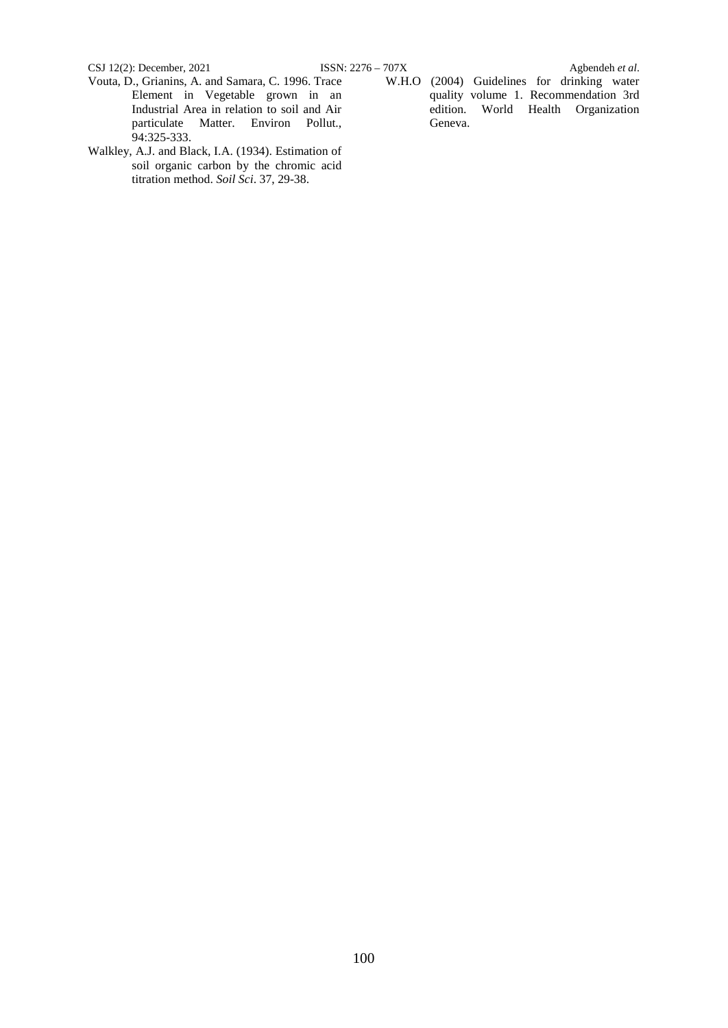Vouta, D., Grianins, A. and Samara, C. 1996. Trace Element in Vegetable grown in an Industrial Area in relation to soil and Air particulate Matter. Environ Pollut., 94:325-333.

Walkley, A.J. and Black, I.A. (1934). Estimation of soil organic carbon by the chromic acid titration method. *Soil Sci*. 37, 29-38.

W.H.O (2004) Guidelines for drinking water quality volume 1. Recommendation 3rd edition. World Health Organization Geneva.